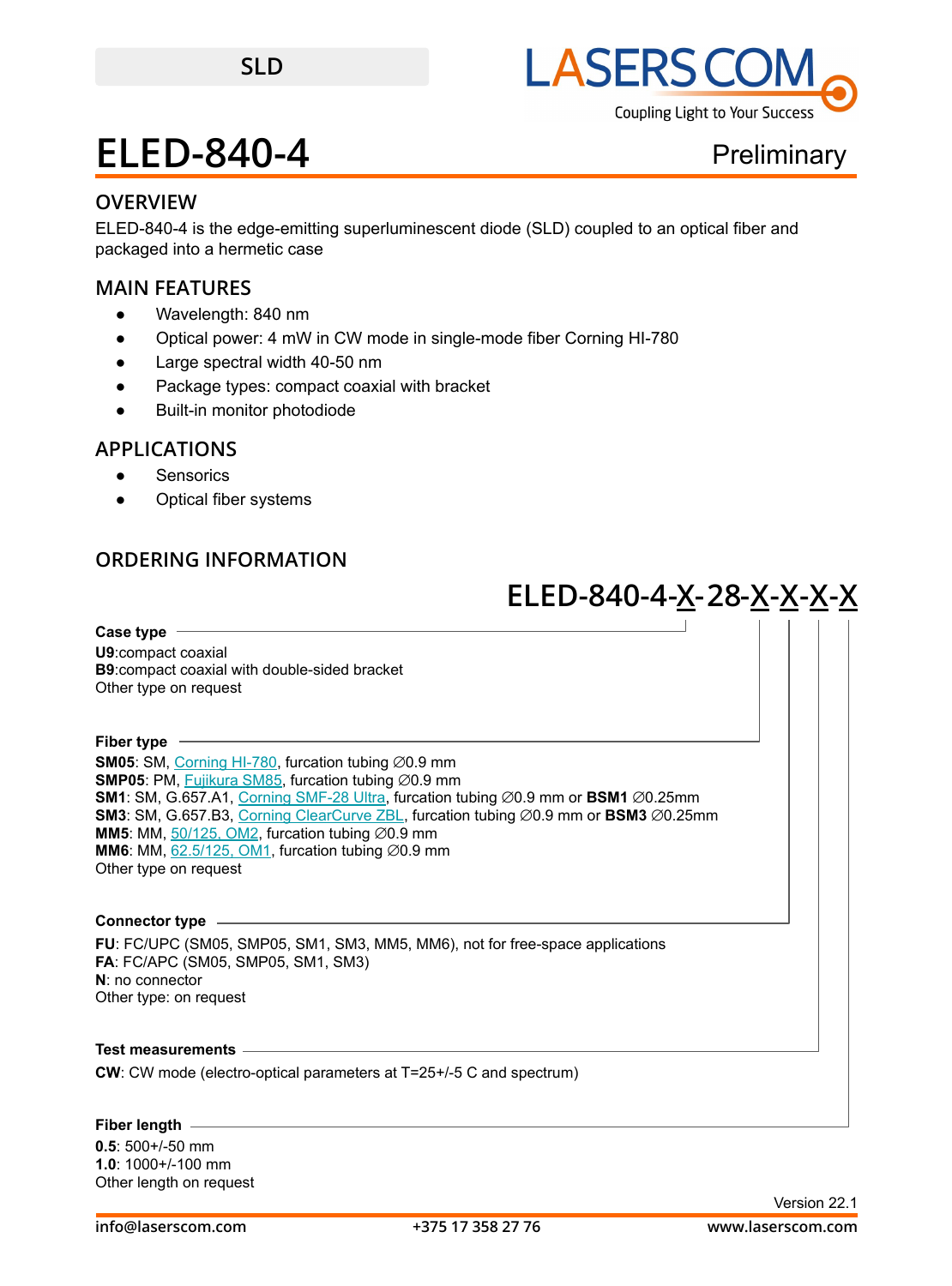SLD

# ELED-840-4

Preliminary

## OVERVIEW

ELED-840-4 is the edge-emitting superluminescent diode (SLD) coupled to an optical fiber and packaged into a hermetic case

## MAIN FEATURES

- Wavelength: 840 nm
- Optical power: 4 mW in CW mode in single-mode fiber Corning HI-780
- Large spectral width 40-50 nm
- Package types: compact coaxial with bracket
- Built-in monitor photodiode

## APPLICATIONS

- Sensorics
- Optical fiber systems

## ORDERING INFORMATION

**ELED-840-4-X-28-X-X-X-X**

**Case type**

**U9**:compact coaxial
**B9**:compact coaxial with double-sided bracket
Other type on request

**Fiber type**

**SM05**: SM, Corning HI-780, furcation tubing ∅0.9 mm
**SMP05**: PM, Fujikura SM85, furcation tubing ∅0.9 mm
**SM1**: SM, G.657.A1, Corning SMF-28 Ultra, furcation tubing ∅0.9 mm or **BSM1** ∅0.25mm
**SM3**: SM, G.657.B3, Corning ClearCurve ZBL, furcation tubing ∅0.9 mm or **BSM3** ∅0.25mm
**MM5**: MM, 50/125, OM2, furcation tubing ∅0.9 mm
**MM6**: MM, 62.5/125, OM1, furcation tubing ∅0.9 mm
Other type on request

**Connector type**

**FU**: FC/UPC (SM05, SMP05, SM1, SM3, MM5, MM6), not for free-space applications
**FA**: FC/APC (SM05, SMP05, SM1, SM3)
**N**: no connector
Other type: on request

**Test measurements**

**CW**: CW mode (electro-optical parameters at T=25+/-5 C and spectrum)

**Fiber length**

**0.5**: 500+/-50 mm
**1.0**: 1000+/-100 mm
Other length on request

Version 22.1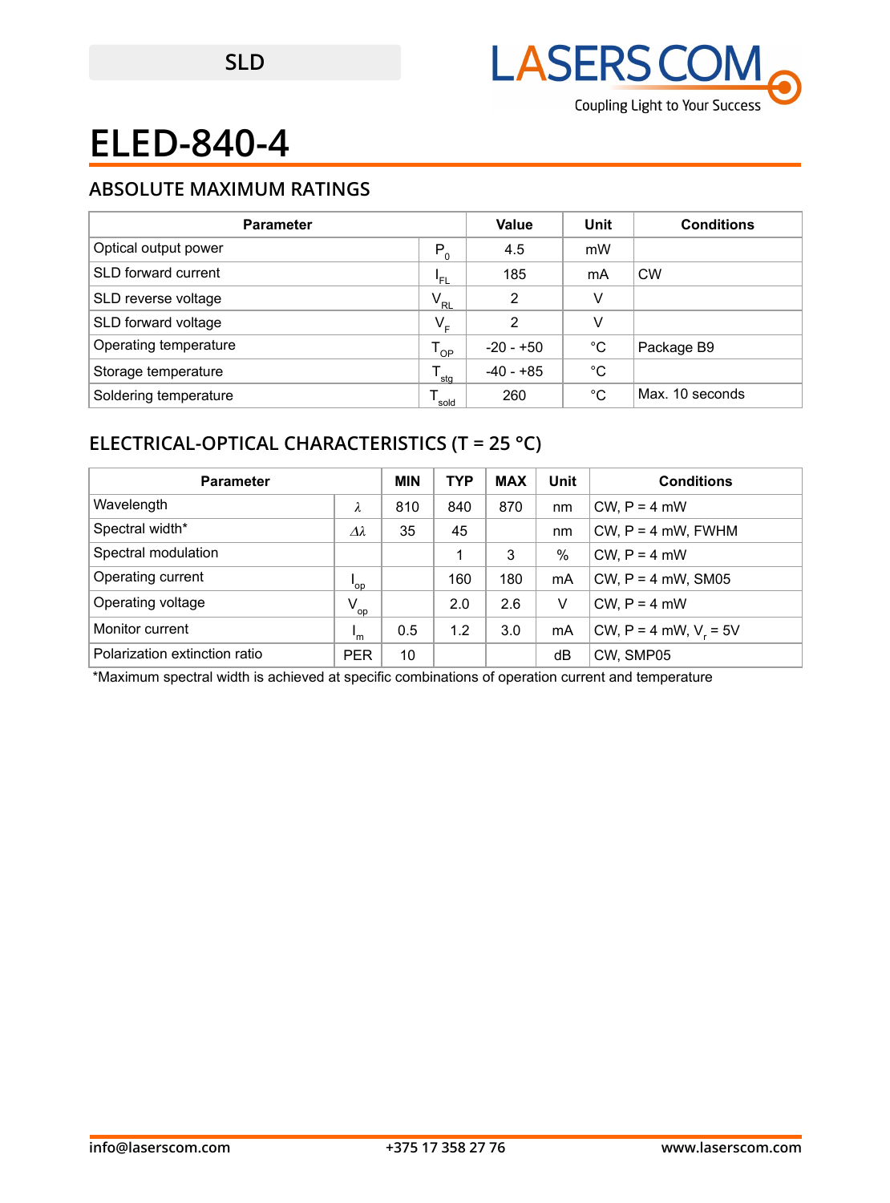SLD

# ELED-840-4

## ABSOLUTE MAXIMUM RATINGS

| Parameter | | Value | Unit | Conditions |
|---|---|---|---|---|
| Optical output power | $P_0$ | 4.5 | mW | |
| SLD forward current | $I_{FL}$ | 185 | mA | CW |
| SLD reverse voltage | $V_{RL}$ | 2 | V | |
| SLD forward voltage | $V_F$ | 2 | V | |
| Operating temperature | $T_{OP}$ | -20 - +50 | °C | Package B9 |
| Storage temperature | $T_{stg}$ | -40 - +85 | °C | |
| Soldering temperature | $T_{sold}$ | 260 | °C | Max. 10 seconds |

## ELECTRICAL-OPTICAL CHARACTERISTICS (T = 25 °C)

| Parameter | | MIN | TYP | MAX | Unit | Conditions |
|---|---|---|---|---|---|---|
| Wavelength | $\lambda$ | 810 | 840 | 870 | nm | CW, P = 4 mW |
| Spectral width* | $\Delta\lambda$ | 35 | 45 | | nm | CW, P = 4 mW, FWHM |
| Spectral modulation | | | 1 | 3 | % | CW, P = 4 mW |
| Operating current | $I_{op}$ | | 160 | 180 | mA | CW, P = 4 mW, SM05 |
| Operating voltage | $V_{op}$ | | 2.0 | 2.6 | V | CW, P = 4 mW |
| Monitor current | $I_m$ | 0.5 | 1.2 | 3.0 | mA | CW, P = 4 mW, $V_r$ = 5V |
| Polarization extinction ratio | PER | 10 | | | dB | CW, SMP05 |

*Maximum spectral width is achieved at specific combinations of operation current and temperature

info@laserscom.com +375 17 358 27 76 www.laserscom.com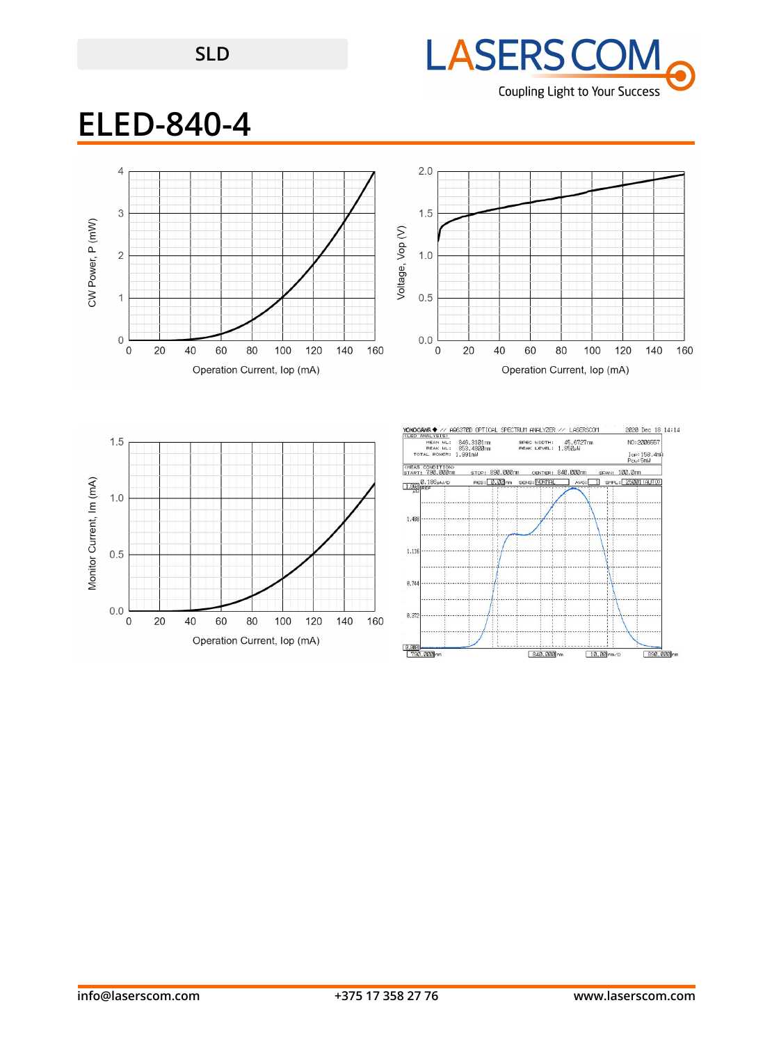SLD

# ELED-840-4

CW Power, P (mW)

Operation Current, Iop (mA)

Voltage, Vop (V)

Operation Current, Iop (mA)

Monitor Current, Im (mA)

Operation Current, Iop (mA)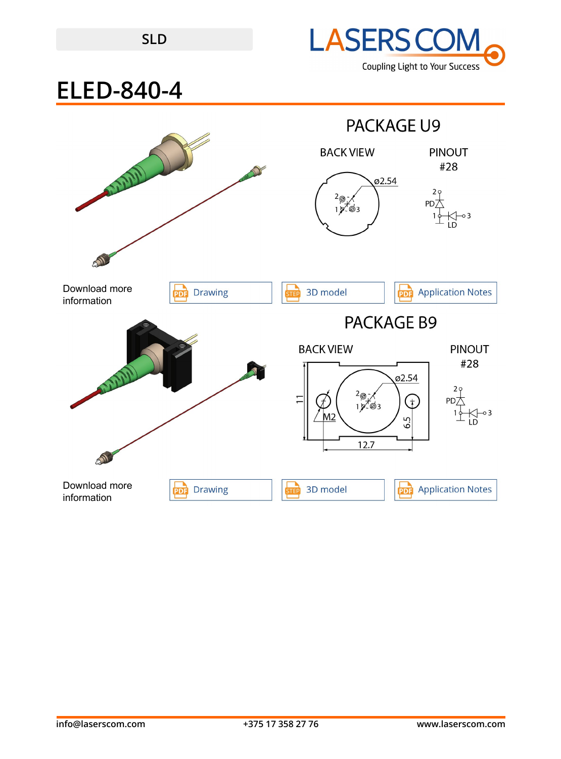SLD

# ELED-840-4

## PACKAGE U9

BACK VIEW

PINOUT
#28

Download more information

Drawing | 3D model | Application Notes

## PACKAGE B9

BACK VIEW

PINOUT
#28

Download more information

Drawing | 3D model | Application Notes

info@laserscom.com +375 17 358 27 76 www.laserscom.com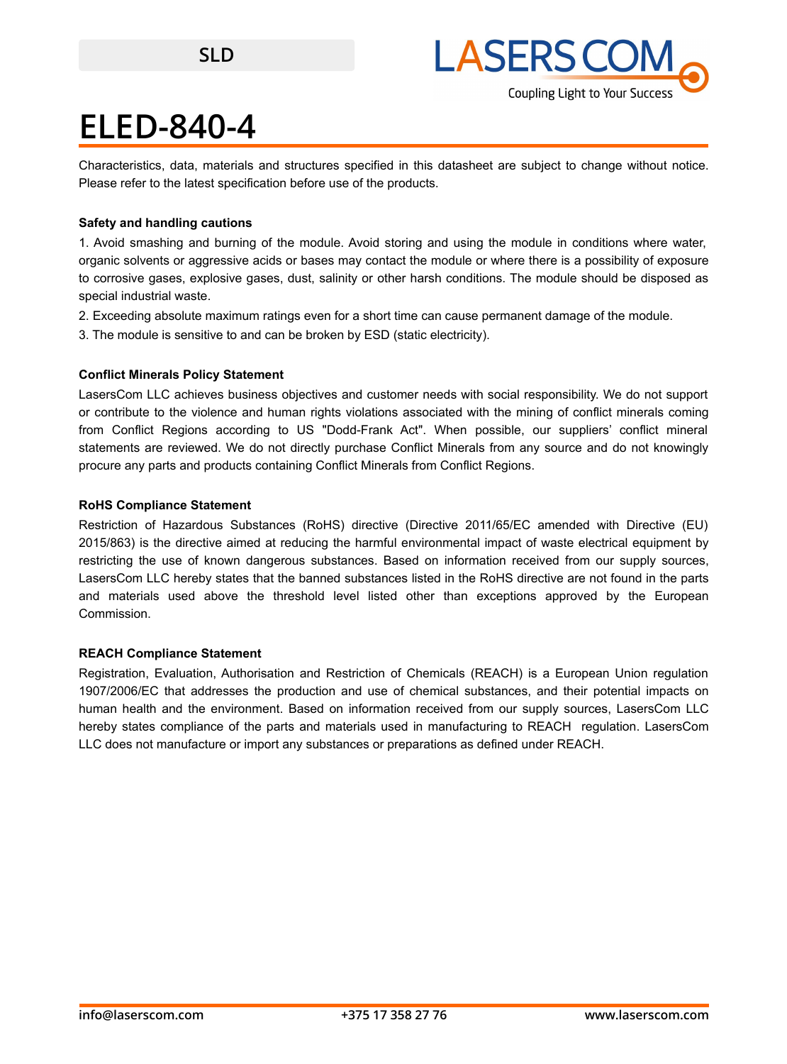# ELED-840-4

Characteristics, data, materials and structures specified in this datasheet are subject to change without notice. Please refer to the latest specification before use of the products.

**Safety and handling cautions**

1. Avoid smashing and burning of the module. Avoid storing and using the module in conditions where water, organic solvents or aggressive acids or bases may contact the module or where there is a possibility of exposure to corrosive gases, explosive gases, dust, salinity or other harsh conditions. The module should be disposed as special industrial waste.
2. Exceeding absolute maximum ratings even for a short time can cause permanent damage of the module.
3. The module is sensitive to and can be broken by ESD (static electricity).

**Conflict Minerals Policy Statement**

LasersCom LLC achieves business objectives and customer needs with social responsibility. We do not support or contribute to the violence and human rights violations associated with the mining of conflict minerals coming from Conflict Regions according to US "Dodd-Frank Act". When possible, our suppliers' conflict mineral statements are reviewed. We do not directly purchase Conflict Minerals from any source and do not knowingly procure any parts and products containing Conflict Minerals from Conflict Regions.

**RoHS Compliance Statement**

Restriction of Hazardous Substances (RoHS) directive (Directive 2011/65/EC amended with Directive (EU) 2015/863) is the directive aimed at reducing the harmful environmental impact of waste electrical equipment by restricting the use of known dangerous substances. Based on information received from our supply sources, LasersCom LLC hereby states that the banned substances listed in the RoHS directive are not found in the parts and materials used above the threshold level listed other than exceptions approved by the European Commission.

**REACH Compliance Statement**

Registration, Evaluation, Authorisation and Restriction of Chemicals (REACH) is a European Union regulation 1907/2006/EC that addresses the production and use of chemical substances, and their potential impacts on human health and the environment. Based on information received from our supply sources, LasersCom LLC hereby states compliance of the parts and materials used in manufacturing to REACH regulation. LasersCom LLC does not manufacture or import any substances or preparations as defined under REACH.